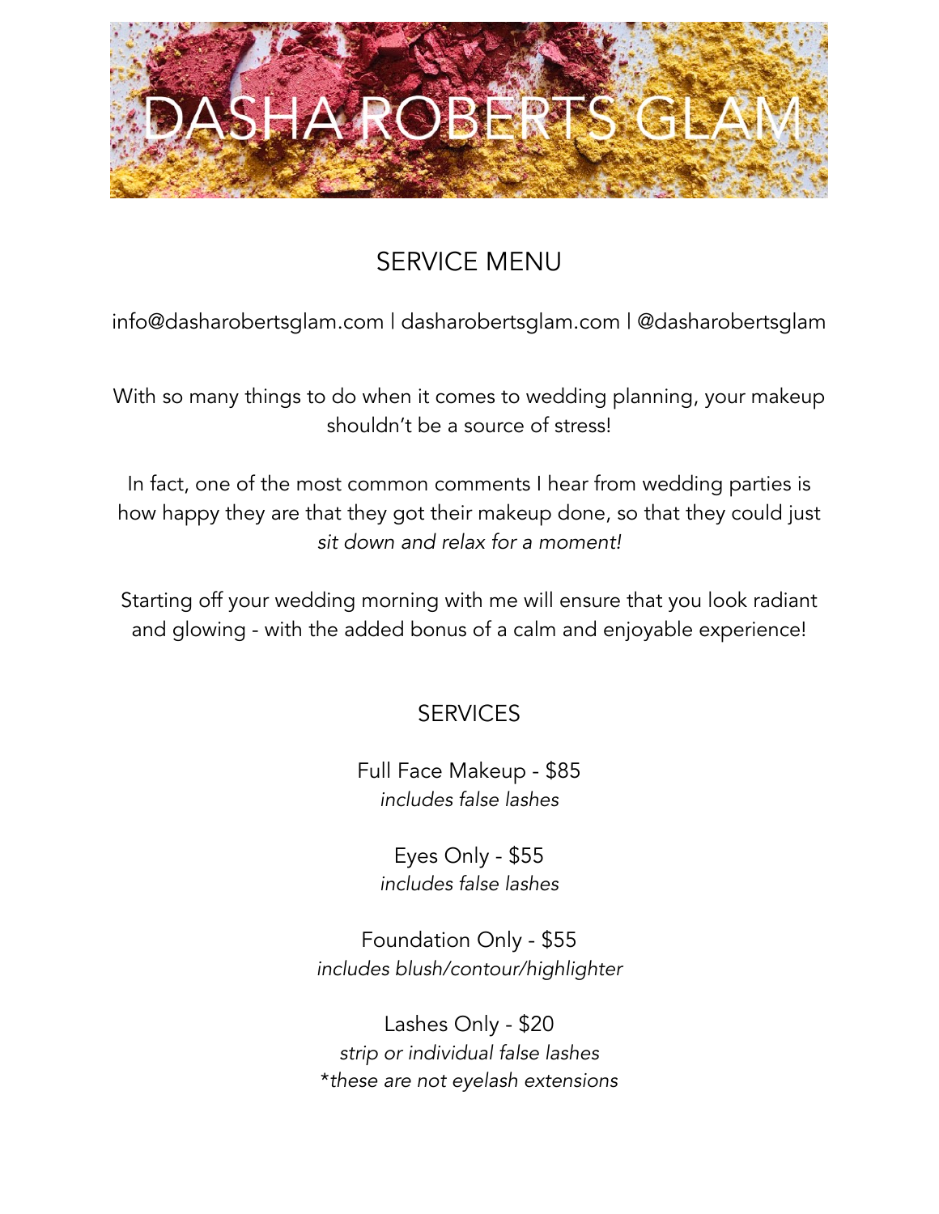# DASHA ROBERTS GLAM

## SERVICE MENU

info@dasharobertsglam.com | dasharobertsglam.com | @dasharobertsglam

With so many things to do when it comes to wedding planning, your makeup shouldn't be a source of stress!

In fact, one of the most common comments I hear from wedding parties is how happy they are that they got their makeup done, so that they could just *sit down and relax for a moment!*

Starting off your wedding morning with me will ensure that you look radiant and glowing - with the added bonus of a calm and enjoyable experience!

## SERVICES

Full Face Makeup - $85
*includes false lashes*

Eyes Only - $55
*includes false lashes*

Foundation Only - $55
*includes blush/contour/highlighter*

Lashes Only - $20
*strip or individual false lashes*
**these are not eyelash extensions*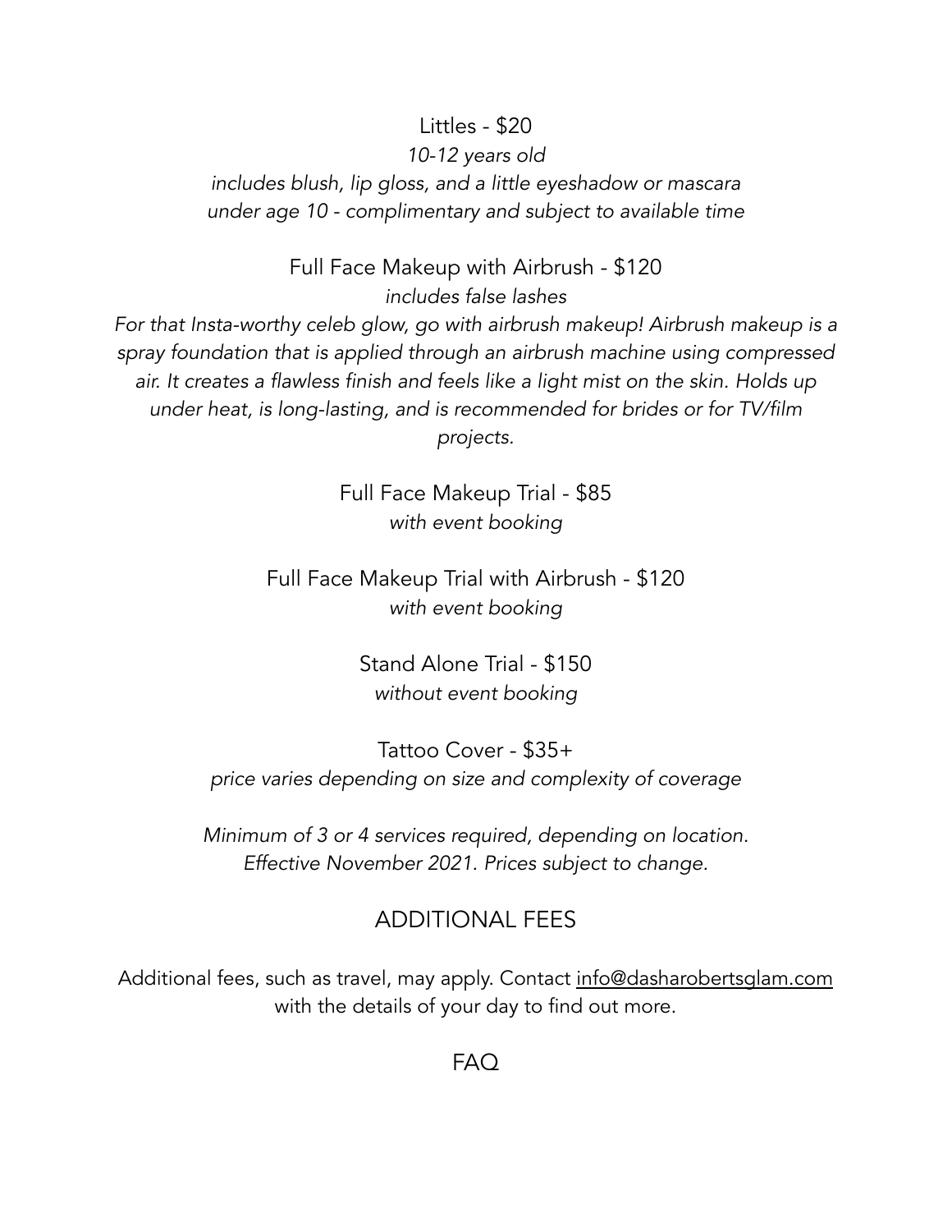Littles - $20

*10-12 years old*

*includes blush, lip gloss, and a little eyeshadow or mascara*

*under age 10 - complimentary and subject to available time*

Full Face Makeup with Airbrush - $120

*includes false lashes*

*For that Insta-worthy celeb glow, go with airbrush makeup! Airbrush makeup is a spray foundation that is applied through an airbrush machine using compressed air. It creates a flawless finish and feels like a light mist on the skin. Holds up under heat, is long-lasting, and is recommended for brides or for TV/film projects.*

Full Face Makeup Trial - $85

*with event booking*

Full Face Makeup Trial with Airbrush - $120

*with event booking*

Stand Alone Trial - $150

*without event booking*

Tattoo Cover - $35+

*price varies depending on size and complexity of coverage*

*Minimum of 3 or 4 services required, depending on location.*

*Effective November 2021. Prices subject to change.*

## ADDITIONAL FEES

Additional fees, such as travel, may apply. Contact info@dasharobertsglam.com with the details of your day to find out more.

## FAQ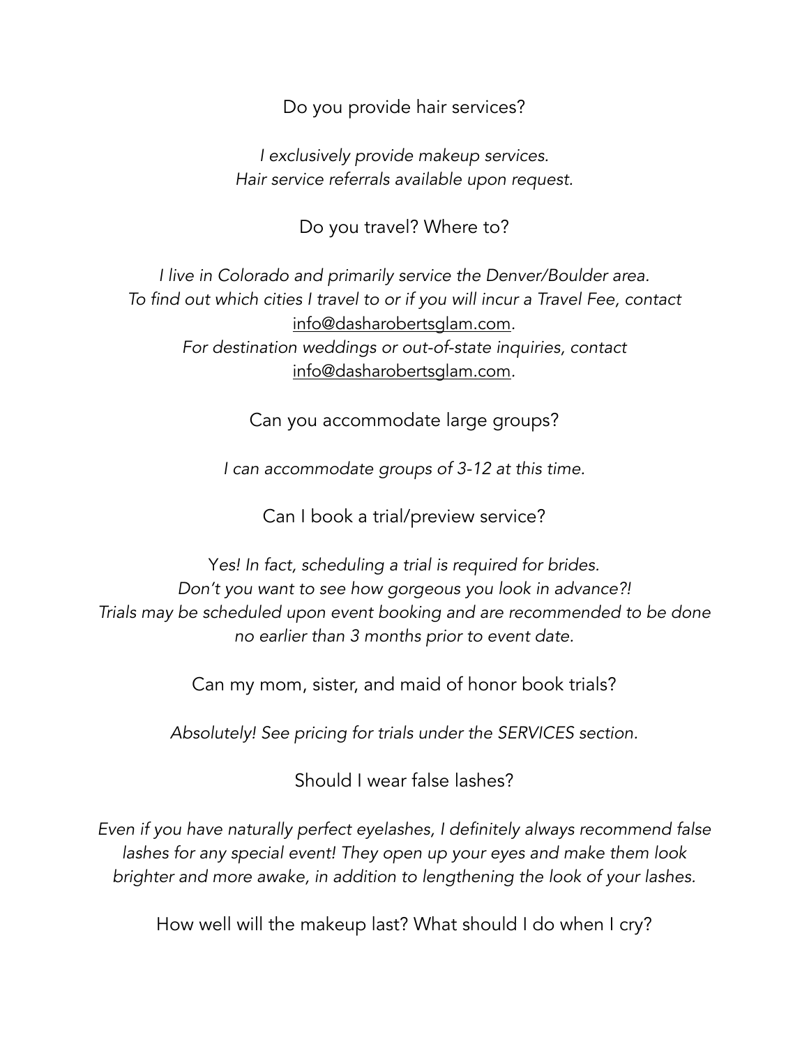Do you provide hair services?

*I exclusively provide makeup services.*
*Hair service referrals available upon request.*

Do you travel? Where to?

*I live in Colorado and primarily service the Denver/Boulder area.*
*To find out which cities I travel to or if you will incur a Travel Fee, contact* info@dasharobertsglam.com*.*
*For destination weddings or out-of-state inquiries, contact* info@dasharobertsglam.com*.*

Can you accommodate large groups?

*I can accommodate groups of 3-12 at this time.*

Can I book a trial/preview service?

*Yes! In fact, scheduling a trial is required for brides.*
*Don't you want to see how gorgeous you look in advance?!*
*Trials may be scheduled upon event booking and are recommended to be done no earlier than 3 months prior to event date.*

Can my mom, sister, and maid of honor book trials?

*Absolutely! See pricing for trials under the SERVICES section.*

Should I wear false lashes?

*Even if you have naturally perfect eyelashes, I definitely always recommend false lashes for any special event! They open up your eyes and make them look brighter and more awake, in addition to lengthening the look of your lashes.*

How well will the makeup last? What should I do when I cry?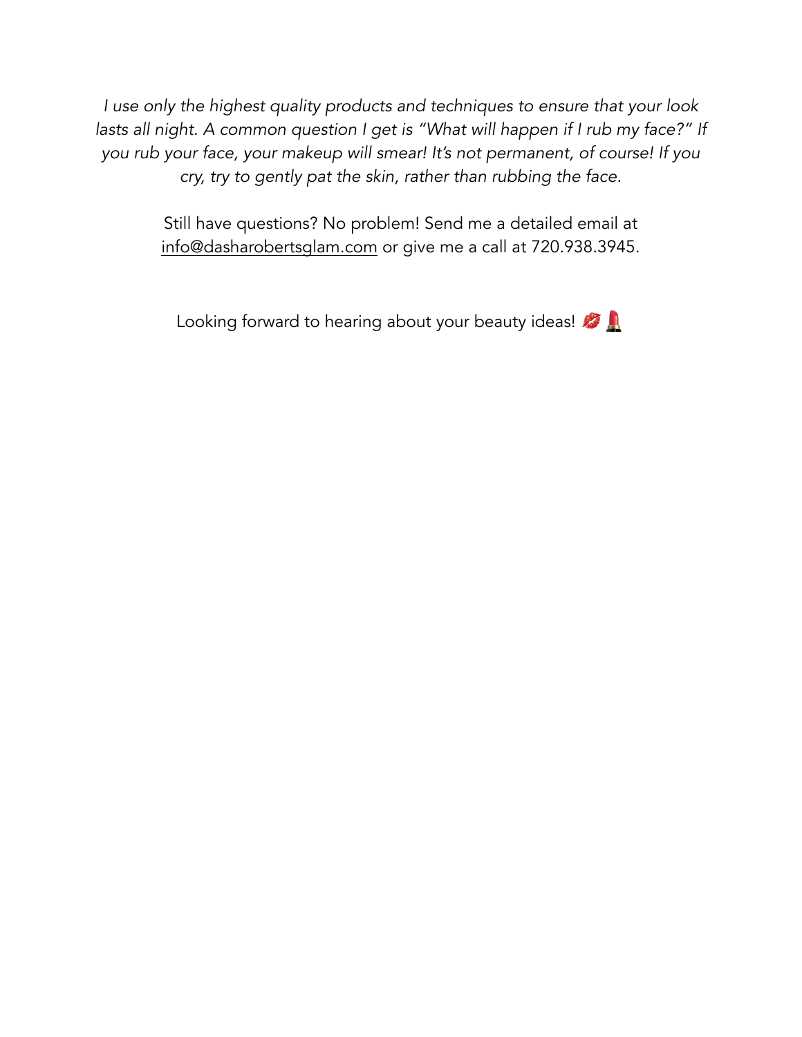*I use only the highest quality products and techniques to ensure that your look lasts all night. A common question I get is "What will happen if I rub my face?" If you rub your face, your makeup will smear! It's not permanent, of course! If you cry, try to gently pat the skin, rather than rubbing the face.*

Still have questions? No problem! Send me a detailed email at info@dasharobertsglam.com or give me a call at 720.938.3945.

Looking forward to hearing about your beauty ideas! 💋💄